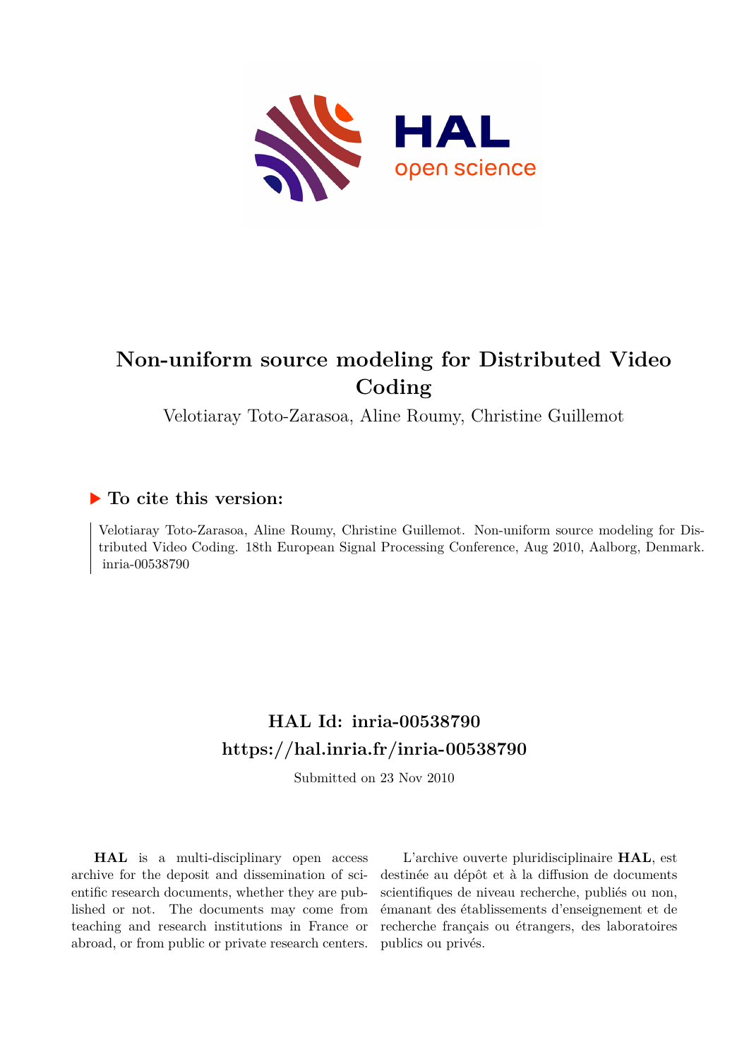# Non-uniform source modeling for Distributed Video Coding

Velotiaray Toto-Zarasoa, Aline Roumy, Christine Guillemot

## ▶ To cite this version:

Velotiaray Toto-Zarasoa, Aline Roumy, Christine Guillemot. Non-uniform source modeling for Distributed Video Coding. 18th European Signal Processing Conference, Aug 2010, Aalborg, Denmark. inria-00538790

## HAL Id: inria-00538790

## https://hal.inria.fr/inria-00538790

Submitted on 23 Nov 2010

**HAL** is a multi-disciplinary open access archive for the deposit and dissemination of scientific research documents, whether they are published or not. The documents may come from teaching and research institutions in France or abroad, or from public or private research centers.

L'archive ouverte pluridisciplinaire **HAL**, est destinée au dépôt et à la diffusion de documents scientifiques de niveau recherche, publiés ou non, émanant des établissements d'enseignement et de recherche français ou étrangers, des laboratoires publics ou privés.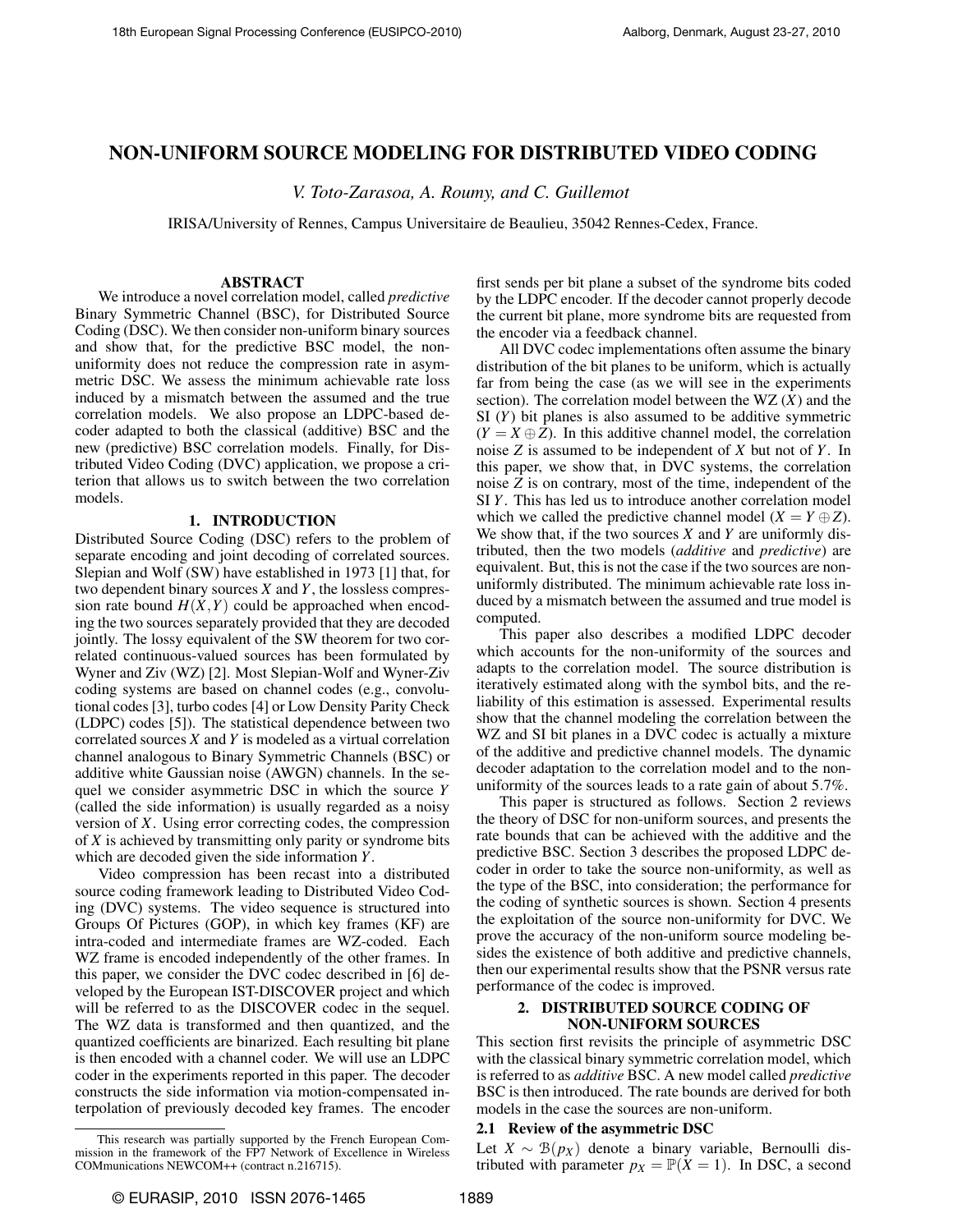# NON-UNIFORM SOURCE MODELING FOR DISTRIBUTED VIDEO CODING

*V. Toto-Zarasoa, A. Roumy, and C. Guillemot*

IRISA/University of Rennes, Campus Universitaire de Beaulieu, 35042 Rennes-Cedex, France.

## ABSTRACT

We introduce a novel correlation model, called *predictive* Binary Symmetric Channel (BSC), for Distributed Source Coding (DSC). We then consider non-uniform binary sources and show that, for the predictive BSC model, the non-uniformity does not reduce the compression rate in asymmetric DSC. We assess the minimum achievable rate loss induced by a mismatch between the assumed and the true correlation models. We also propose an LDPC-based decoder adapted to both the classical (additive) BSC and the new (predictive) BSC correlation models. Finally, for Distributed Video Coding (DVC) application, we propose a criterion that allows us to switch between the two correlation models.

## 1. INTRODUCTION

Distributed Source Coding (DSC) refers to the problem of separate encoding and joint decoding of correlated sources. Slepian and Wolf (SW) have established in 1973 [1] that, for two dependent binary sources $X$ and $Y$, the lossless compression rate bound $H(X,Y)$ could be approached when encoding the two sources separately provided that they are decoded jointly. The lossy equivalent of the SW theorem for two correlated continuous-valued sources has been formulated by Wyner and Ziv (WZ) [2]. Most Slepian-Wolf and Wyner-Ziv coding systems are based on channel codes (e.g., convolutional codes [3], turbo codes [4] or Low Density Parity Check (LDPC) codes [5]). The statistical dependence between two correlated sources $X$ and $Y$ is modeled as a virtual correlation channel analogous to Binary Symmetric Channels (BSC) or additive white Gaussian noise (AWGN) channels. In the sequel we consider asymmetric DSC in which the source $Y$ (called the side information) is usually regarded as a noisy version of $X$. Using error correcting codes, the compression of $X$ is achieved by transmitting only parity or syndrome bits which are decoded given the side information $Y$.

Video compression has been recast into a distributed source coding framework leading to Distributed Video Coding (DVC) systems. The video sequence is structured into Groups Of Pictures (GOP), in which key frames (KF) are intra-coded and intermediate frames are WZ-coded. Each WZ frame is encoded independently of the other frames. In this paper, we consider the DVC codec described in [6] developed by the European IST-DISCOVER project and which will be referred to as the DISCOVER codec in the sequel. The WZ data is transformed and then quantized, and the quantized coefficients are binarized. Each resulting bit plane is then encoded with a channel coder. We will use an LDPC coder in the experiments reported in this paper. The decoder constructs the side information via motion-compensated interpolation of previously decoded key frames. The encoder first sends per bit plane a subset of the syndrome bits coded by the LDPC encoder. If the decoder cannot properly decode the current bit plane, more syndrome bits are requested from the encoder via a feedback channel.

All DVC codec implementations often assume the binary distribution of the bit planes to be uniform, which is actually far from being the case (as we will see in the experiments section). The correlation model between the WZ ($X$) and the SI ($Y$) bit planes is also assumed to be additive symmetric ($Y = X \oplus Z$). In this additive channel model, the correlation noise $Z$ is assumed to be independent of $X$ but not of $Y$. In this paper, we show that, in DVC systems, the correlation noise $Z$ is on contrary, most of the time, independent of the SI $Y$. This has led us to introduce another correlation model which we called the predictive channel model ($X = Y \oplus Z$). We show that, if the two sources $X$ and $Y$ are uniformly distributed, then the two models (*additive* and *predictive*) are equivalent. But, this is not the case if the two sources are non-uniformly distributed. The minimum achievable rate loss induced by a mismatch between the assumed and true model is computed.

This paper also describes a modified LDPC decoder which accounts for the non-uniformity of the sources and adapts to the correlation model. The source distribution is iteratively estimated along with the symbol bits, and the reliability of this estimation is assessed. Experimental results show that the channel modeling the correlation between the WZ and SI bit planes in a DVC codec is actually a mixture of the additive and predictive channel models. The dynamic decoder adaptation to the correlation model and to the non-uniformity of the sources leads to a rate gain of about 5.7%.

This paper is structured as follows. Section 2 reviews the theory of DSC for non-uniform sources, and presents the rate bounds that can be achieved with the additive and the predictive BSC. Section 3 describes the proposed LDPC decoder in order to take the source non-uniformity, as well as the type of the BSC, into consideration; the performance for the coding of synthetic sources is shown. Section 4 presents the exploitation of the source non-uniformity for DVC. We prove the accuracy of the non-uniform source modeling besides the existence of both additive and predictive channels, then our experimental results show that the PSNR versus rate performance of the codec is improved.

## 2. DISTRIBUTED SOURCE CODING OF NON-UNIFORM SOURCES

This section first revisits the principle of asymmetric DSC with the classical binary symmetric correlation model, which is referred to as *additive* BSC. A new model called *predictive* BSC is then introduced. The rate bounds are derived for both models in the case the sources are non-uniform.

### 2.1 Review of the asymmetric DSC

Let $X \sim \mathcal{B}(p_X)$ denote a binary variable, Bernoulli distributed with parameter $p_X = \mathbb{P}(X = 1)$. In DSC, a second

---

This research was partially supported by the French European Commission in the framework of the FP7 Network of Excellence in Wireless COMmunications NEWCOM++ (contract n.216715).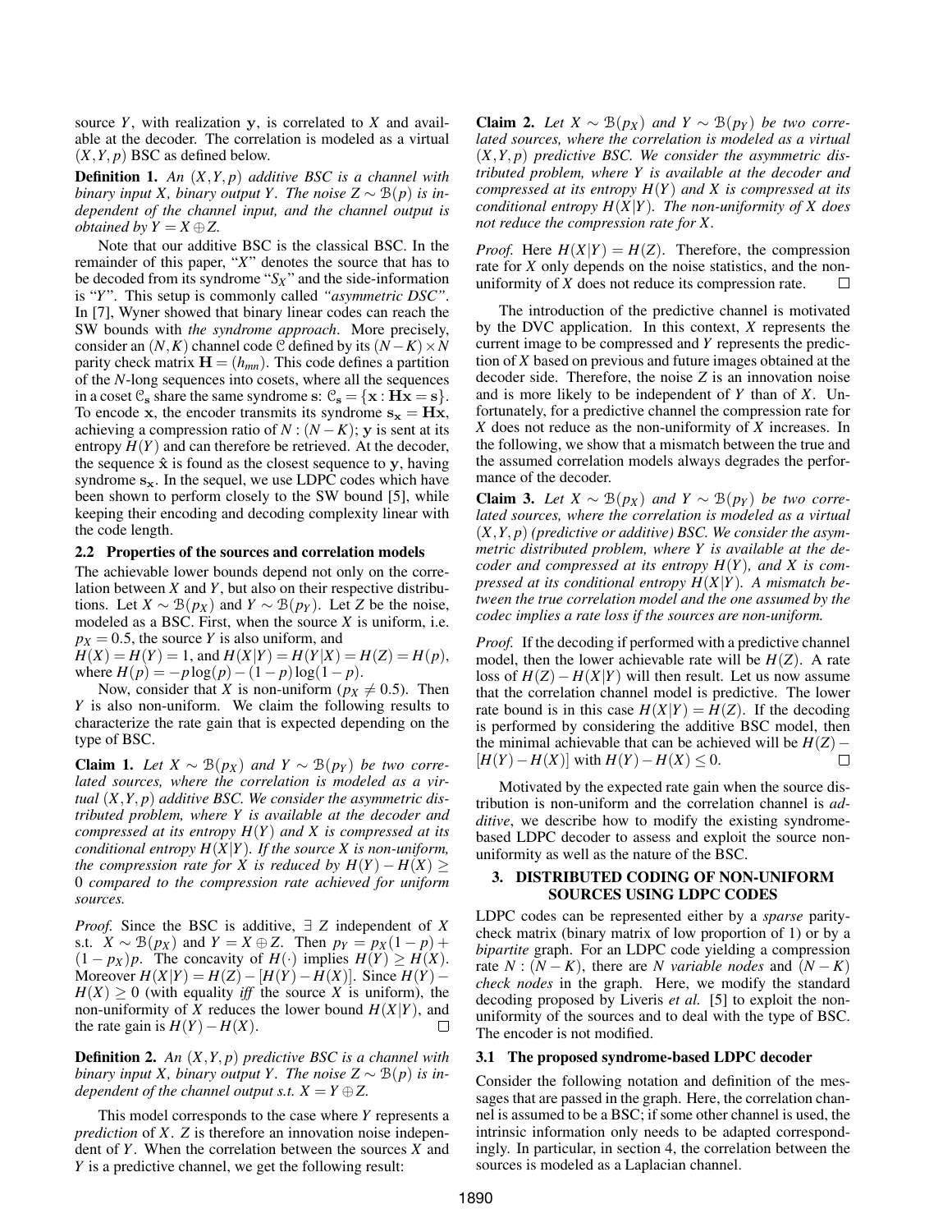source $Y$, with realization $\mathbf{y}$, is correlated to $X$ and available at the decoder. The correlation is modeled as a virtual $(X,Y,p)$ BSC as defined below.

**Definition 1.** *An $(X,Y,p)$ additive BSC is a channel with binary input $X$, binary output $Y$. The noise $Z \sim \mathcal{B}(p)$ is independent of the channel input, and the channel output is obtained by $Y = X \oplus Z$.*

Note that our additive BSC is the classical BSC. In the remainder of this paper, "$X$" denotes the source that has to be decoded from its syndrome "$S_X$" and the side-information is "$Y$". This setup is commonly called *"asymmetric DSC"*. In [7], Wyner showed that binary linear codes can reach the SW bounds with *the syndrome approach*. More precisely, consider an $(N,K)$ channel code $\mathcal{C}$ defined by its $(N-K) \times N$ parity check matrix $\mathbf{H} = (h_{mn})$. This code defines a partition of the $N$-long sequences into cosets, where all the sequences in a coset $\mathcal{C}_\mathbf{s}$ share the same syndrome s: $\mathcal{C}_\mathbf{s} = \{\mathbf{x} : \mathbf{Hx} = \mathbf{s}\}$. To encode $\mathbf{x}$, the encoder transmits its syndrome $\mathbf{s_x} = \mathbf{Hx}$, achieving a compression ratio of $N : (N-K)$; $\mathbf{y}$ is sent at its entropy $H(Y)$ and can therefore be retrieved. At the decoder, the sequence $\hat{\mathbf{x}}$ is found as the closest sequence to $\mathbf{y}$, having syndrome $\mathbf{s_x}$. In the sequel, we use LDPC codes which have been shown to perform closely to the SW bound [5], while keeping their encoding and decoding complexity linear with the code length.

### 2.2 Properties of the sources and correlation models

The achievable lower bounds depend not only on the correlation between $X$ and $Y$, but also on their respective distributions. Let $X \sim \mathcal{B}(p_X)$ and $Y \sim \mathcal{B}(p_Y)$. Let $Z$ be the noise, modeled as a BSC. First, when the source $X$ is uniform, i.e. $p_X = 0.5$, the source $Y$ is also uniform, and
$H(X) = H(Y) = 1$, and $H(X|Y) = H(Y|X) = H(Z) = H(p)$, where $H(p) = -p\log(p) - (1-p)\log(1-p)$.

Now, consider that $X$ is non-uniform ($p_X \neq 0.5$). Then $Y$ is also non-uniform. We claim the following results to characterize the rate gain that is expected depending on the type of BSC.

**Claim 1.** *Let $X \sim \mathcal{B}(p_X)$ and $Y \sim \mathcal{B}(p_Y)$ be two correlated sources, where the correlation is modeled as a virtual $(X,Y,p)$ additive BSC. We consider the asymmetric distributed problem, where $Y$ is available at the decoder and compressed at its entropy $H(Y)$ and $X$ is compressed at its conditional entropy $H(X|Y)$. If the source $X$ is non-uniform, the compression rate for $X$ is reduced by $H(Y) - H(X) \geq 0$ compared to the compression rate achieved for uniform sources.*

*Proof.* Since the BSC is additive, $\exists$ $Z$ independent of $X$ s.t. $X \sim \mathcal{B}(p_X)$ and $Y = X \oplus Z$. Then $p_Y = p_X(1-p) + (1-p_X)p$. The concavity of $H(\cdot)$ implies $H(Y) \geq H(X)$. Moreover $H(X|Y) = H(Z) - [H(Y) - H(X)]$. Since $H(Y) - H(X) \geq 0$ (with equality *iff* the source $X$ is uniform), the non-uniformity of $X$ reduces the lower bound $H(X|Y)$, and the rate gain is $H(Y) - H(X)$. □

**Definition 2.** *An $(X,Y,p)$ predictive BSC is a channel with binary input $X$, binary output $Y$. The noise $Z \sim \mathcal{B}(p)$ is independent of the channel output s.t. $X = Y \oplus Z$.*

This model corresponds to the case where $Y$ represents a *prediction* of $X$. $Z$ is therefore an innovation noise independent of $Y$. When the correlation between the sources $X$ and $Y$ is a predictive channel, we get the following result:

**Claim 2.** *Let $X \sim \mathcal{B}(p_X)$ and $Y \sim \mathcal{B}(p_Y)$ be two correlated sources, where the correlation is modeled as a virtual $(X,Y,p)$ predictive BSC. We consider the asymmetric distributed problem, where $Y$ is available at the decoder and compressed at its entropy $H(Y)$ and $X$ is compressed at its conditional entropy $H(X|Y)$. The non-uniformity of $X$ does not reduce the compression rate for $X$.*

*Proof.* Here $H(X|Y) = H(Z)$. Therefore, the compression rate for $X$ only depends on the noise statistics, and the non-uniformity of $X$ does not reduce its compression rate. □

The introduction of the predictive channel is motivated by the DVC application. In this context, $X$ represents the current image to be compressed and $Y$ represents the prediction of $X$ based on previous and future images obtained at the decoder side. Therefore, the noise $Z$ is an innovation noise and is more likely to be independent of $Y$ than of $X$. Unfortunately, for a predictive channel the compression rate for $X$ does not reduce as the non-uniformity of $X$ increases. In the following, we show that a mismatch between the true and the assumed correlation models always degrades the performance of the decoder.

**Claim 3.** *Let $X \sim \mathcal{B}(p_X)$ and $Y \sim \mathcal{B}(p_Y)$ be two correlated sources, where the correlation is modeled as a virtual $(X,Y,p)$ (predictive or additive) BSC. We consider the asymmetric distributed problem, where $Y$ is available at the decoder and compressed at its entropy $H(Y)$, and $X$ is compressed at its conditional entropy $H(X|Y)$. A mismatch between the true correlation model and the one assumed by the codec implies a rate loss if the sources are non-uniform.*

*Proof.* If the decoding if performed with a predictive channel model, then the lower achievable rate will be $H(Z)$. A rate loss of $H(Z) - H(X|Y)$ will then result. Let us now assume that the correlation channel model is predictive. The lower rate bound is in this case $H(X|Y) = H(Z)$. If the decoding is performed by considering the additive BSC model, then the minimal achievable that can be achieved will be $H(Z) - [H(Y) - H(X)]$ with $H(Y) - H(X) \leq 0$. □

Motivated by the expected rate gain when the source distribution is non-uniform and the correlation channel is *additive*, we describe how to modify the existing syndrome-based LDPC decoder to assess and exploit the source non-uniformity as well as the nature of the BSC.

## 3. DISTRIBUTED CODING OF NON-UNIFORM SOURCES USING LDPC CODES

LDPC codes can be represented either by a *sparse* parity-check matrix (binary matrix of low proportion of 1) or by a *bipartite* graph. For an LDPC code yielding a compression rate $N : (N-K)$, there are $N$ *variable nodes* and $(N-K)$ *check nodes* in the graph. Here, we modify the standard decoding proposed by Liveris *et al.* [5] to exploit the non-uniformity of the sources and to deal with the type of BSC. The encoder is not modified.

### 3.1 The proposed syndrome-based LDPC decoder

Consider the following notation and definition of the messages that are passed in the graph. Here, the correlation channel is assumed to be a BSC; if some other channel is used, the intrinsic information only needs to be adapted correspondingly. In particular, in section 4, the correlation between the sources is modeled as a Laplacian channel.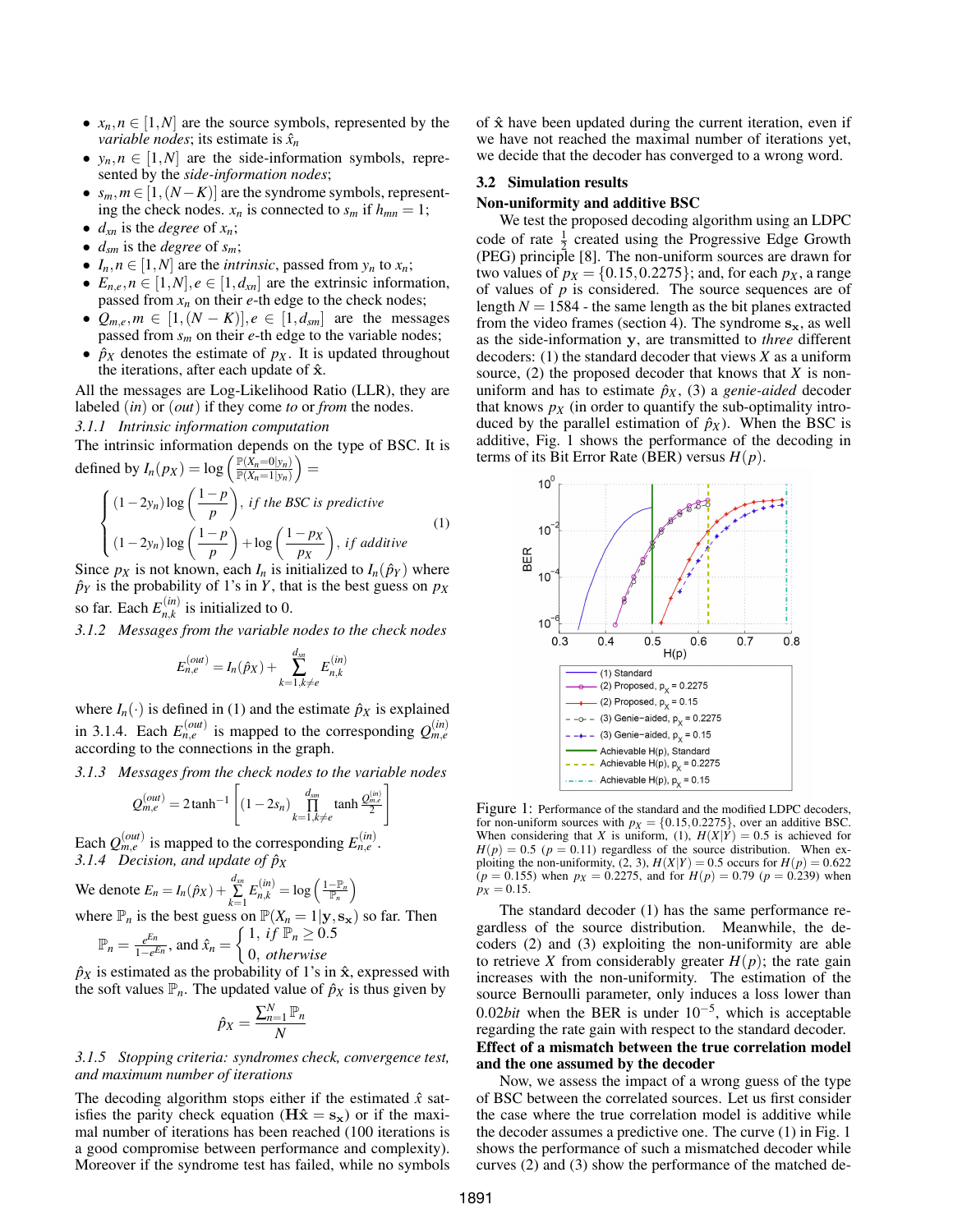- $x_n, n \in [1,N]$ are the source symbols, represented by the *variable nodes*; its estimate is $\hat{x}_n$
- $y_n, n \in [1,N]$ are the side-information symbols, represented by the *side-information nodes*;
- $s_m, m \in [1,(N-K)]$ are the syndrome symbols, representing the check nodes. $x_n$ is connected to $s_m$ if $h_{mn} = 1$;
- $d_{xn}$ is the *degree* of $x_n$;
- $d_{sm}$ is the *degree* of $s_m$;
- $I_n, n \in [1,N]$ are the *intrinsic*, passed from $y_n$ to $x_n$;
- $E_{n,e}, n \in [1,N], e \in [1,d_{xn}]$ are the extrinsic information, passed from $x_n$ on their $e$-th edge to the check nodes;
- $Q_{m,e}, m \in [1,(N-K)], e \in [1,d_{sm}]$ are the messages passed from $s_m$ on their $e$-th edge to the variable nodes;
- $\hat{p}_X$ denotes the estimate of $p_X$. It is updated throughout the iterations, after each update of $\hat{\mathbf{x}}$.

All the messages are Log-Likelihood Ratio (LLR), they are labeled $(in)$ or $(out)$ if they come *to* or *from* the nodes.

*3.1.1 Intrinsic information computation*

The intrinsic information depends on the type of BSC. It is defined by $I_n(p_X) = \log\left(\frac{\mathbb{P}(X_n=0|y_n)}{\mathbb{P}(X_n=1|y_n)}\right) =$

$$\begin{cases} (1-2y_n)\log\left(\frac{1-p}{p}\right), \text{ if the BSC is predictive} \\ (1-2y_n)\log\left(\frac{1-p}{p}\right) + \log\left(\frac{1-p_X}{p_X}\right), \text{ if additive} \end{cases} \quad (1)$$

Since $p_X$ is not known, each $I_n$ is initialized to $I_n(\hat{p}_Y)$ where $\hat{p}_Y$ is the probability of 1's in $Y$, that is the best guess on $p_X$ so far. Each $E^{(in)}_{n,k}$ is initialized to 0.

*3.1.2 Messages from the variable nodes to the check nodes*

$$E^{(out)}_{n,e} = I_n(\hat{p}_X) + \sum_{k=1,k\neq e}^{d_{xn}} E^{(in)}_{n,k}$$

where $I_n(\cdot)$ is defined in (1) and the estimate $\hat{p}_X$ is explained in 3.1.4. Each $E^{(out)}_{n,e}$ is mapped to the corresponding $Q^{(in)}_{m,e}$ according to the connections in the graph.

*3.1.3 Messages from the check nodes to the variable nodes*

$$Q^{(out)}_{m,e} = 2\tanh^{-1}\left[(1-2s_n)\prod_{k=1,k\neq e}^{d_{sm}} \tanh\frac{Q^{(in)}_{m,e}}{2}\right]$$

Each $Q^{(out)}_{m,e}$ is mapped to the corresponding $E^{(in)}_{n,e}$.

*3.1.4 Decision, and update of $\hat{p}_X$*

We denote $E_n = I_n(\hat{p}_X) + \sum_{k=1}^{d_{xn}} E^{(in)}_{n,k} = \log\left(\frac{1-\mathbb{P}_n}{\mathbb{P}_n}\right)$ where $\mathbb{P}_n$ is the best guess on $\mathbb{P}(X_n = 1|\mathbf{y}, \mathbf{s_x})$ so far. Then $\mathbb{P}_n = \frac{e^{E_n}}{1-e^{E_n}}$, and $\hat{x}_n = \begin{cases} 1, \text{ if } \mathbb{P}_n \geq 0.5 \\ 0, \text{ otherwise} \end{cases}$

$\hat{p}_X$ is estimated as the probability of 1's in $\hat{\mathbf{x}}$, expressed with the soft values $\mathbb{P}_n$. The updated value of $\hat{p}_X$ is thus given by

$$\hat{p}_X = \frac{\sum_{n=1}^{N}\mathbb{P}_n}{N}$$

*3.1.5 Stopping criteria: syndromes check, convergence test, and maximum number of iterations*

The decoding algorithm stops either if the estimated $\hat{x}$ satisfies the parity check equation ($\mathbf{H}\hat{\mathbf{x}} = \mathbf{s_x}$) or if the maximal number of iterations has been reached (100 iterations is a good compromise between performance and complexity). Moreover if the syndrome test has failed, while no symbols of $\hat{\mathbf{x}}$ have been updated during the current iteration, even if we have not reached the maximal number of iterations yet, we decide that the decoder has converged to a wrong word.

### 3.2 Simulation results

**Non-uniformity and additive BSC**

We test the proposed decoding algorithm using an LDPC code of rate $\frac{1}{2}$ created using the Progressive Edge Growth (PEG) principle [8]. The non-uniform sources are drawn for two values of $p_X = \{0.15, 0.2275\}$; and, for each $p_X$, a range of values of $p$ is considered. The source sequences are of length $N = 1584$ - the same length as the bit planes extracted from the video frames (section 4). The syndrome $\mathbf{s_x}$, as well as the side-information $\mathbf{y}$, are transmitted to *three* different decoders: (1) the standard decoder that views $X$ as a uniform source, (2) the proposed decoder that knows that $X$ is non-uniform and has to estimate $\hat{p}_X$, (3) a *genie-aided* decoder that knows $p_X$ (in order to quantify the sub-optimality introduced by the parallel estimation of $\hat{p}_X$). When the BSC is additive, Fig. 1 shows the performance of the decoding in terms of its Bit Error Rate (BER) versus $H(p)$.

Figure 1: Performance of the standard and the modified LDPC decoders, for non-uniform sources with $p_X = \{0.15, 0.2275\}$, over an additive BSC. When considering that $X$ is uniform, (1), $H(X|Y) = 0.5$ is achieved for $H(p) = 0.5$ ($p = 0.11$) regardless of the source distribution. When exploiting the non-uniformity, (2, 3), $H(X|Y) = 0.5$ occurs for $H(p) = 0.622$ ($p = 0.155$) when $p_X = 0.2275$, and for $H(p) = 0.79$ ($p = 0.239$) when $p_X = 0.15$.

The standard decoder (1) has the same performance regardless of the source distribution. Meanwhile, the decoders (2) and (3) exploiting the non-uniformity are able to retrieve $X$ from considerably greater $H(p)$; the rate gain increases with the non-uniformity. The estimation of the source Bernoulli parameter, only induces a loss lower than $0.02$*bit* when the BER is under $10^{-5}$, which is acceptable regarding the rate gain with respect to the standard decoder.

**Effect of a mismatch between the true correlation model and the one assumed by the decoder**

Now, we assess the impact of a wrong guess of the type of BSC between the correlated sources. Let us first consider the case where the true correlation model is additive while the decoder assumes a predictive one. The curve (1) in Fig. 1 shows the performance of such a mismatched decoder while curves (2) and (3) show the performance of the matched de-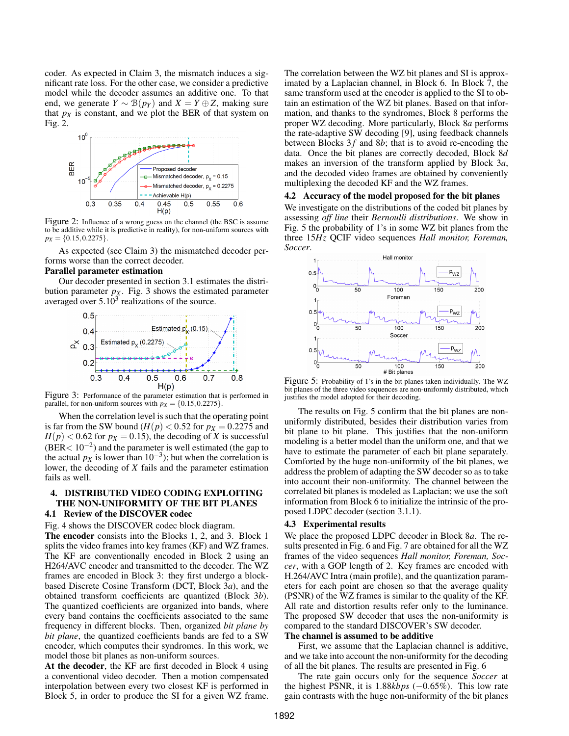coder. As expected in Claim 3, the mismatch induces a significant rate loss. For the other case, we consider a predictive model while the decoder assumes an additive one. To that end, we generate $Y \sim \mathcal{B}(p_Y)$ and $X = Y \oplus Z$, making sure that $p_X$ is constant, and we plot the BER of that system on Fig. 2.

Figure 2: Influence of a wrong guess on the channel (the BSC is assume to be additive while it is predictive in reality), for non-uniform sources with $p_X = \{0.15, 0.2275\}$.

As expected (see Claim 3) the mismatched decoder performs worse than the correct decoder.

**Parallel parameter estimation**

Our decoder presented in section 3.1 estimates the distribution parameter $p_X$. Fig. 3 shows the estimated parameter averaged over $5.10^3$ realizations of the source.

Figure 3: Performance of the parameter estimation that is performed in parallel, for non-uniform sources with $p_X = \{0.15, 0.2275\}$.

When the correlation level is such that the operating point is far from the SW bound ($H(p) < 0.52$ for $p_X = 0.2275$ and $H(p) < 0.62$ for $p_X = 0.15$), the decoding of $X$ is successful (BER$< 10^{-2}$) and the parameter is well estimated (the gap to the actual $p_X$ is lower than $10^{-3}$); but when the correlation is lower, the decoding of $X$ fails and the parameter estimation fails as well.

## 4. DISTRIBUTED VIDEO CODING EXPLOITING THE NON-UNIFORMITY OF THE BIT PLANES

### 4.1 Review of the DISCOVER codec

Fig. 4 shows the DISCOVER codec block diagram.

**The encoder** consists into the Blocks 1, 2, and 3. Block 1 splits the video frames into key frames (KF) and WZ frames. The KF are conventionally encoded in Block 2 using an H264/AVC encoder and transmitted to the decoder. The WZ frames are encoded in Block 3: they first undergo a block-based Discrete Cosine Transform (DCT, Block 3$a$), and the obtained transform coefficients are quantized (Block 3$b$). The quantized coefficients are organized into bands, where every band contains the coefficients associated to the same frequency in different blocks. Then, organized *bit plane by bit plane*, the quantized coefficients bands are fed to a SW encoder, which computes their syndromes. In this work, we model those bit planes as non-uniform sources.

**At the decoder**, the KF are first decoded in Block 4 using a conventional video decoder. Then a motion compensated interpolation between every two closest KF is performed in Block 5, in order to produce the SI for a given WZ frame. The correlation between the WZ bit planes and SI is approximated by a Laplacian channel, in Block 6. In Block 7, the same transform used at the encoder is applied to the SI to obtain an estimation of the WZ bit planes. Based on that information, and thanks to the syndromes, Block 8 performs the proper WZ decoding. More particularly, Block 8$a$ performs the rate-adaptive SW decoding [9], using feedback channels between Blocks 3$f$ and 8$b$; that is to avoid re-encoding the data. Once the bit planes are correctly decoded, Block 8$d$ makes an inversion of the transform applied by Block 3$a$, and the decoded video frames are obtained by conveniently multiplexing the decoded KF and the WZ frames.

### 4.2 Accuracy of the model proposed for the bit planes

We investigate on the distributions of the coded bit planes by assessing *off line* their *Bernoulli distributions*. We show in Fig. 5 the probability of 1's in some WZ bit planes from the three 15$Hz$ QCIF video sequences *Hall monitor, Foreman, Soccer*.

Figure 5: Probability of 1's in the bit planes taken individually. The WZ bit planes of the three video sequences are non-uniformly distributed, which justifies the model adopted for their decoding.

The results on Fig. 5 confirm that the bit planes are non-uniformly distributed, besides their distribution varies from bit plane to bit plane. This justifies that the non-uniform modeling is a better model than the uniform one, and that we have to estimate the parameter of each bit plane separately. Comforted by the huge non-uniformity of the bit planes, we address the problem of adapting the SW decoder so as to take into account their non-uniformity. The channel between the correlated bit planes is modeled as Laplacian; we use the soft information from Block 6 to initialize the intrinsic of the proposed LDPC decoder (section 3.1.1).

### 4.3 Experimental results

We place the proposed LDPC decoder in Block 8$a$. The results presented in Fig. 6 and Fig. 7 are obtained for all the WZ frames of the video sequences *Hall monitor, Foreman, Soccer*, with a GOP length of 2. Key frames are encoded with H.264/AVC Intra (main profile), and the quantization parameters for each point are chosen so that the average quality (PSNR) of the WZ frames is similar to the quality of the KF. All rate and distortion results refer only to the luminance. The proposed SW decoder that uses the non-uniformity is compared to the standard DISCOVER's SW decoder.

**The channel is assumed to be additive**

First, we assume that the Laplacian channel is additive, and we take into account the non-uniformity for the decoding of all the bit planes. The results are presented in Fig. 6

The rate gain occurs only for the sequence *Soccer* at the highest PSNR, it is 1.88$kbps$ ($-0.65\%$). This low rate gain contrasts with the huge non-uniformity of the bit planes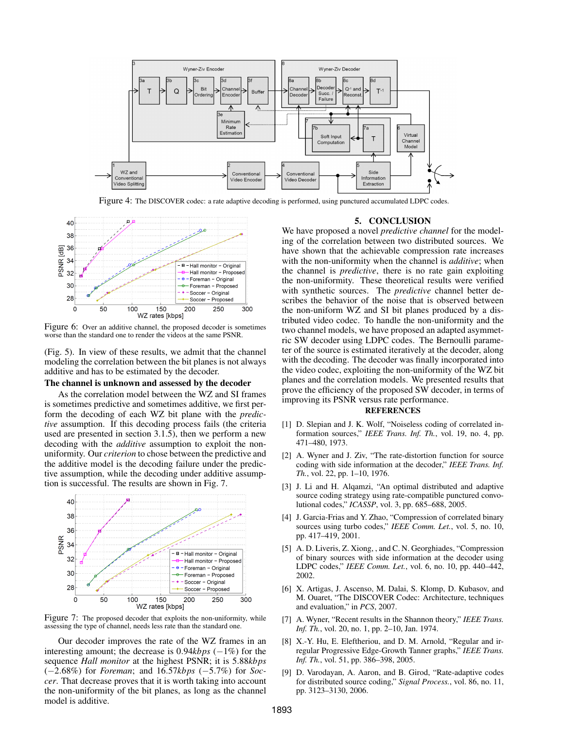Wyner-Ziv Encoder

3a T → 3b Q → 3c Bit Ordering → 3d Channel Encoder → 3f Buffer

3e Minimum Rate Estimation

Wyner-Ziv Decoder

8a Channel Decoder → 8b Decoder Succ. / Failure → 8c Q⁻¹ and Reconst. → 8d T⁻¹

7b Soft Input Computation

7a T

6 Virtual Channel Model

1 WZ and Conventional Video Splitting

2 Conventional Video Encoder

4 Conventional Video Decoder

5 Side Information Extraction

Figure 4: The DISCOVER codec: a rate adaptive decoding is performed, using punctured accumulated LDPC codes.

PSNR [dB]

40
38
36
34
32
30
28

0 50 100 150 200 250 300

WZ rates [kbps]

Hall monitor – Original
Hall monitor – Proposed
Foreman – Original
Foreman – Proposed
Soccer – Original
Soccer – Proposed

Figure 6: Over an additive channel, the proposed decoder is sometimes worse than the standard one to render the videos at the same PSNR.

(Fig. 5). In view of these results, we admit that the channel modeling the correlation between the bit planes is not always additive and has to be estimated by the decoder.

**The channel is unknown and assessed by the decoder**

As the correlation model between the WZ and SI frames is sometimes predictive and sometimes additive, we first perform the decoding of each WZ bit plane with the *predictive* assumption. If this decoding process fails (the criteria used are presented in section 3.1.5), then we perform a new decoding with the *additive* assumption to exploit the non-uniformity. Our *criterion* to chose between the predictive and the additive model is the decoding failure under the predictive assumption, while the decoding under additive assumption is successful. The results are shown in Fig. 7.

PSNR

40
38
36
34
32
30
28

0 50 100 150 200 250 300

WZ rates [kbps]

Hall monitor – Original
Hall monitor – Proposed
Foreman – Original
Foreman – Proposed
Soccer – Original
Soccer – Proposed

Figure 7: The proposed decoder that exploits the non-uniformity, while assessing the type of channel, needs less rate than the standard one.

Our decoder improves the rate of the WZ frames in an interesting amount; the decrease is $0.94kbps$ ($-1\%$) for the sequence *Hall monitor* at the highest PSNR; it is $5.88kbps$ ($-2.68\%$) for *Foreman*; and $16.57kbps$ ($-5.7\%$) for *Soccer*. That decrease proves that it is worth taking into account the non-uniformity of the bit planes, as long as the channel model is additive.

## 5. CONCLUSION

We have proposed a novel *predictive channel* for the modeling of the correlation between two distributed sources. We have shown that the achievable compression rate increases with the non-uniformity when the channel is *additive*; when the channel is *predictive*, there is no rate gain exploiting the non-uniformity. These theoretical results were verified with synthetic sources. The *predictive* channel better describes the behavior of the noise that is observed between the non-uniform WZ and SI bit planes produced by a distributed video codec. To handle the non-uniformity and the two channel models, we have proposed an adapted asymmetric SW decoder using LDPC codes. The Bernoulli parameter of the source is estimated iteratively at the decoder, along with the decoding. The decoder was finally incorporated into the video codec, exploiting the non-uniformity of the WZ bit planes and the correlation models. We presented results that prove the efficiency of the proposed SW decoder, in terms of improving its PSNR versus rate performance.

## REFERENCES

[1] D. Slepian and J. K. Wolf, "Noiseless coding of correlated information sources," *IEEE Trans. Inf. Th.*, vol. 19, no. 4, pp. 471–480, 1973.

[2] A. Wyner and J. Ziv, "The rate-distortion function for source coding with side information at the decoder," *IEEE Trans. Inf. Th.*, vol. 22, pp. 1–10, 1976.

[3] J. Li and H. Alqamzi, "An optimal distributed and adaptive source coding strategy using rate-compatible punctured convolutional codes," *ICASSP*, vol. 3, pp. 685–688, 2005.

[4] J. Garcia-Frias and Y. Zhao, "Compression of correlated binary sources using turbo codes," *IEEE Comm. Let.*, vol. 5, no. 10, pp. 417–419, 2001.

[5] A. D. Liveris, Z. Xiong, , and C. N. Georghiades, "Compression of binary sources with side information at the decoder using LDPC codes," *IEEE Comm. Let.*, vol. 6, no. 10, pp. 440–442, 2002.

[6] X. Artigas, J. Ascenso, M. Dalai, S. Klomp, D. Kubasov, and M. Ouaret, "The DISCOVER Codec: Architecture, techniques and evaluation," in *PCS*, 2007.

[7] A. Wyner, "Recent results in the Shannon theory," *IEEE Trans. Inf. Th.*, vol. 20, no. 1, pp. 2–10, Jan. 1974.

[8] X.-Y. Hu, E. Eleftheriou, and D. M. Arnold, "Regular and irregular Progressive Edge-Growth Tanner graphs," *IEEE Trans. Inf. Th.*, vol. 51, pp. 386–398, 2005.

[9] D. Varodayan, A. Aaron, and B. Girod, "Rate-adaptive codes for distributed source coding," *Signal Process.*, vol. 86, no. 11, pp. 3123–3130, 2006.